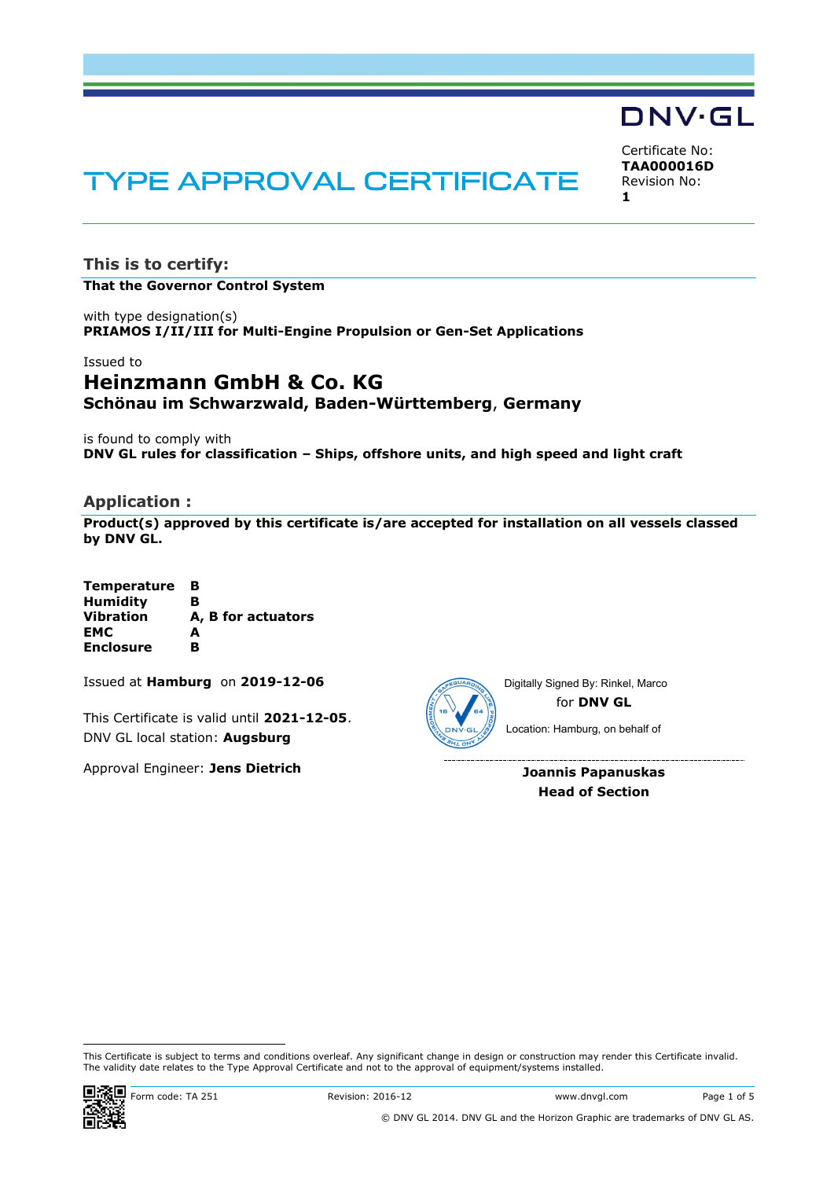DNV·GL

# TYPE APPROVAL CERTIFICATE

Certificate No:
**TAA000016D**
Revision No:
**1**

## This is to certify:

**That the Governor Control System**

with type designation(s)
**PRIAMOS I/II/III for Multi-Engine Propulsion or Gen-Set Applications**

Issued to

### Heinzmann GmbH & Co. KG
**Schönau im Schwarzwald, Baden-Württemberg, Germany**

is found to comply with
**DNV GL rules for classification – Ships, offshore units, and high speed and light craft**

## Application :

**Product(s) approved by this certificate is/are accepted for installation on all vessels classed by DNV GL.**

| | |
|---|---|
| **Temperature** | **B** |
| **Humidity** | **B** |
| **Vibration** | **A, B for actuators** |
| **EMC** | **A** |
| **Enclosure** | **B** |

Issued at **Hamburg** on **2019-12-06**

This Certificate is valid until **2021-12-05**.
DNV GL local station: **Augsburg**

Approval Engineer: **Jens Dietrich**

Digitally Signed By: Rinkel, Marco
for **DNV GL**
Location: Hamburg, on behalf of

**Joannis Papanuskas**
**Head of Section**

This Certificate is subject to terms and conditions overleaf. Any significant change in design or construction may render this Certificate invalid. The validity date relates to the Type Approval Certificate and not to the approval of equipment/systems installed.

Form code: TA 251 Revision: 2016-12 www.dnvgl.com

© DNV GL 2014. DNV GL and the Horizon Graphic are trademarks of DNV GL AS.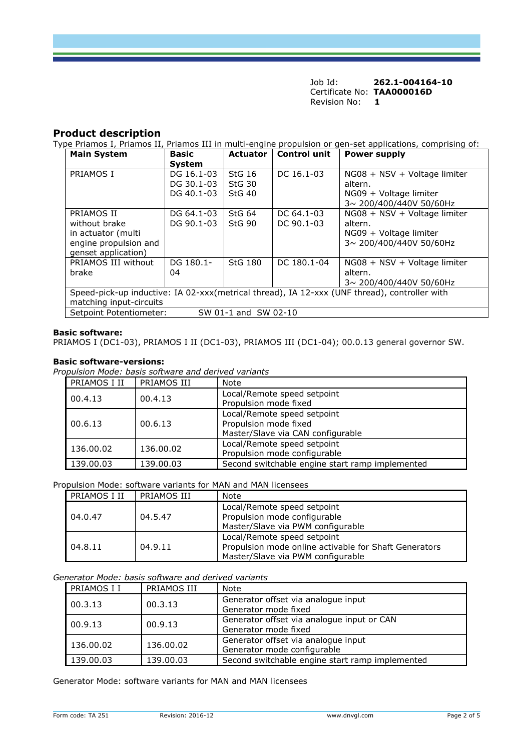Job Id: **262.1-004164-10**
Certificate No: **TAA000016D**
Revision No: **1**

## Product description

Type Priamos I, Priamos II, Priamos III in multi-engine propulsion or gen-set applications, comprising of:

| Main System | Basic System | Actuator | Control unit | Power supply |
|---|---|---|---|---|
| PRIAMOS I | DG 16.1-03<br>DG 30.1-03<br>DG 40.1-03 | StG 16<br>StG 30<br>StG 40 | DC 16.1-03 | NG08 + NSV + Voltage limiter<br>altern.<br>NG09 + Voltage limiter<br>3~ 200/400/440V 50/60Hz |
| PRIAMOS II without brake in actuator (multi engine propulsion and genset application) | DG 64.1-03<br>DG 90.1-03 | StG 64<br>StG 90 | DC 64.1-03<br>DC 90.1-03 | NG08 + NSV + Voltage limiter<br>altern.<br>NG09 + Voltage limiter<br>3~ 200/400/440V 50/60Hz |
| PRIAMOS III without brake | DG 180.1-04 | StG 180 | DC 180.1-04 | NG08 + NSV + Voltage limiter<br>altern.<br>3~ 200/400/440V 50/60Hz |
| Speed-pick-up inductive: IA 02-xxx(metrical thread), IA 12-xxx (UNF thread), controller with matching input-circuits | | | | |
| Setpoint Potentiometer: SW 01-1 and SW 02-10 | | | | |

**Basic software:**

PRIAMOS I (DC1-03), PRIAMOS I II (DC1-03), PRIAMOS III (DC1-04); 00.0.13 general governor SW.

**Basic software-versions:**

*Propulsion Mode: basis software and derived variants*

| PRIAMOS I II | PRIAMOS III | Note |
|---|---|---|
| 00.4.13 | 00.4.13 | Local/Remote speed setpoint<br>Propulsion mode fixed |
| 00.6.13 | 00.6.13 | Local/Remote speed setpoint<br>Propulsion mode fixed<br>Master/Slave via CAN configurable |
| 136.00.02 | 136.00.02 | Local/Remote speed setpoint<br>Propulsion mode configurable |
| 139.00.03 | 139.00.03 | Second switchable engine start ramp implemented |

Propulsion Mode: software variants for MAN and MAN licensees

| PRIAMOS I II | PRIAMOS III | Note |
|---|---|---|
| 04.0.47 | 04.5.47 | Local/Remote speed setpoint<br>Propulsion mode configurable<br>Master/Slave via PWM configurable |
| 04.8.11 | 04.9.11 | Local/Remote speed setpoint<br>Propulsion mode online activable for Shaft Generators<br>Master/Slave via PWM configurable |

*Generator Mode: basis software and derived variants*

| PRIAMOS I I | PRIAMOS III | Note |
|---|---|---|
| 00.3.13 | 00.3.13 | Generator offset via analogue input<br>Generator mode fixed |
| 00.9.13 | 00.9.13 | Generator offset via analogue input or CAN<br>Generator mode fixed |
| 136.00.02 | 136.00.02 | Generator offset via analogue input<br>Generator mode configurable |
| 139.00.03 | 139.00.03 | Second switchable engine start ramp implemented |

Generator Mode: software variants for MAN and MAN licensees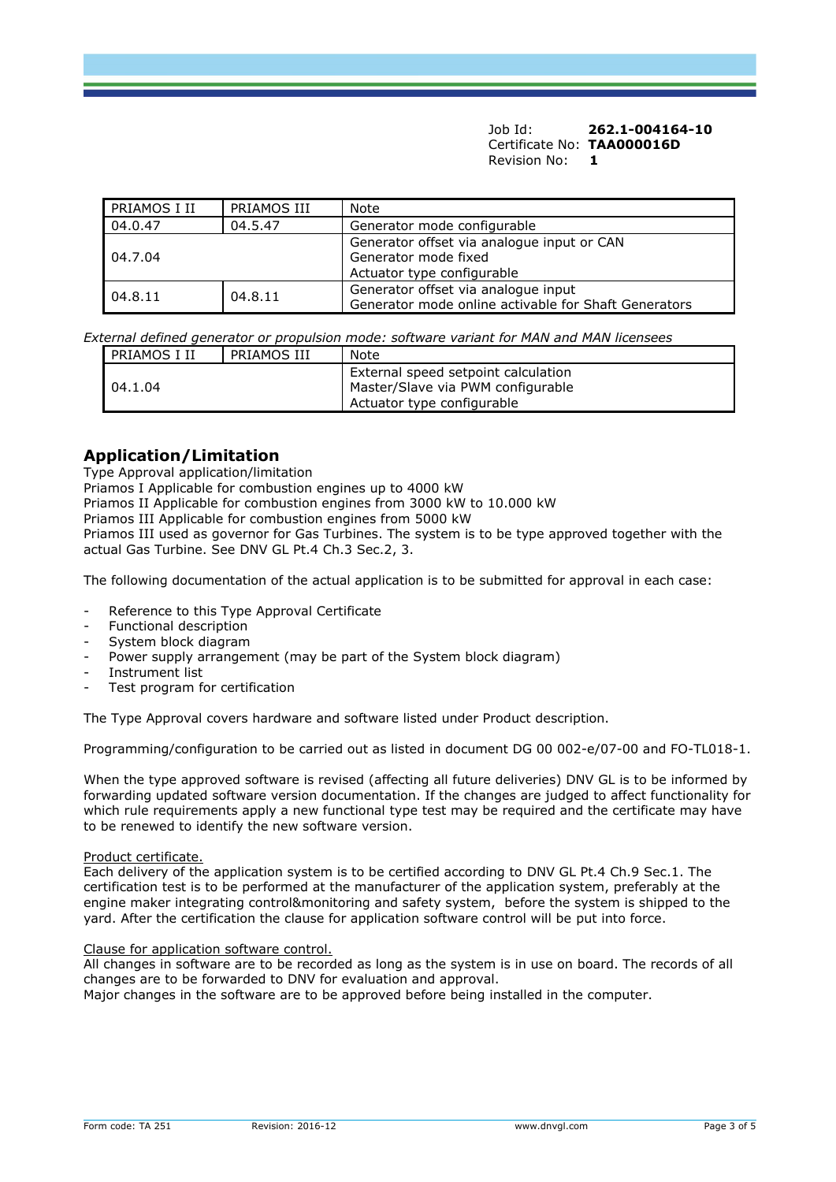Job Id: **262.1-004164-10**
Certificate No: **TAA000016D**
Revision No: **1**

| PRIAMOS I II | PRIAMOS III | Note |
|---|---|---|
| 04.0.47 | 04.5.47 | Generator mode configurable |
| 04.7.04 | | Generator offset via analogue input or CAN<br>Generator mode fixed<br>Actuator type configurable |
| 04.8.11 | 04.8.11 | Generator offset via analogue input<br>Generator mode online activable for Shaft Generators |

*External defined generator or propulsion mode: software variant for MAN and MAN licensees*

| PRIAMOS I II | PRIAMOS III | Note |
|---|---|---|
| 04.1.04 | | External speed setpoint calculation<br>Master/Slave via PWM configurable<br>Actuator type configurable |

## Application/Limitation

Type Approval application/limitation
Priamos I Applicable for combustion engines up to 4000 kW
Priamos II Applicable for combustion engines from 3000 kW to 10.000 kW
Priamos III Applicable for combustion engines from 5000 kW
Priamos III used as governor for Gas Turbines. The system is to be type approved together with the actual Gas Turbine. See DNV GL Pt.4 Ch.3 Sec.2, 3.

The following documentation of the actual application is to be submitted for approval in each case:

- Reference to this Type Approval Certificate
- Functional description
- System block diagram
- Power supply arrangement (may be part of the System block diagram)
- Instrument list
- Test program for certification

The Type Approval covers hardware and software listed under Product description.

Programming/configuration to be carried out as listed in document DG 00 002-e/07-00 and FO-TL018-1.

When the type approved software is revised (affecting all future deliveries) DNV GL is to be informed by forwarding updated software version documentation. If the changes are judged to affect functionality for which rule requirements apply a new functional type test may be required and the certificate may have to be renewed to identify the new software version.

Product certificate.
Each delivery of the application system is to be certified according to DNV GL Pt.4 Ch.9 Sec.1. The certification test is to be performed at the manufacturer of the application system, preferably at the engine maker integrating control&monitoring and safety system, before the system is shipped to the yard. After the certification the clause for application software control will be put into force.

Clause for application software control.
All changes in software are to be recorded as long as the system is in use on board. The records of all changes are to be forwarded to DNV for evaluation and approval.
Major changes in the software are to be approved before being installed in the computer.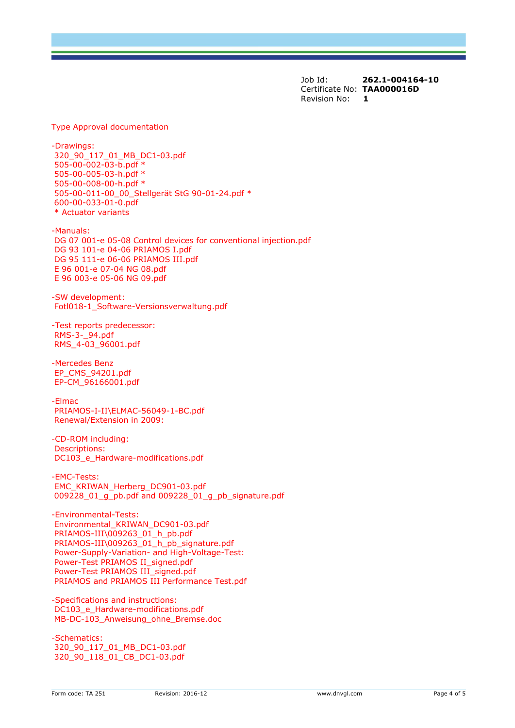Job Id: **262.1-004164-10**
Certificate No: **TAA000016D**
Revision No: **1**

Type Approval documentation

-Drawings:
320_90_117_01_MB_DC1-03.pdf
505-00-002-03-b.pdf *
505-00-005-03-h.pdf *
505-00-008-00-h.pdf *
505-00-011-00_00_Stellgerät StG 90-01-24.pdf *
600-00-033-01-0.pdf
* Actuator variants

-Manuals:
DG 07 001-e 05-08 Control devices for conventional injection.pdf
DG 93 101-e 04-06 PRIAMOS I.pdf
DG 95 111-e 06-06 PRIAMOS III.pdf
E 96 001-e 07-04 NG 08.pdf
E 96 003-e 05-06 NG 09.pdf

-SW development:
Fotl018-1_Software-Versionsverwaltung.pdf

-Test reports predecessor:
RMS-3-_94.pdf
RMS_4-03_96001.pdf

-Mercedes Benz
EP_CMS_94201.pdf
EP-CM_96166001.pdf

-Elmac
PRIAMOS-I-II\ELMAC-56049-1-BC.pdf
Renewal/Extension in 2009:

-CD-ROM including:
Descriptions:
DC103_e_Hardware-modifications.pdf

-EMC-Tests:
EMC_KRIWAN_Herberg_DC901-03.pdf
009228_01_g_pb.pdf and 009228_01_g_pb_signature.pdf

-Environmental-Tests:
Environmental_KRIWAN_DC901-03.pdf
PRIAMOS-III\009263_01_h_pb.pdf
PRIAMOS-III\009263_01_h_pb_signature.pdf
Power-Supply-Variation- and High-Voltage-Test:
Power-Test PRIAMOS II_signed.pdf
Power-Test PRIAMOS III_signed.pdf
PRIAMOS and PRIAMOS III Performance Test.pdf

-Specifications and instructions:
DC103_e_Hardware-modifications.pdf
MB-DC-103_Anweisung_ohne_Bremse.doc

-Schematics:
320_90_117_01_MB_DC1-03.pdf
320_90_118_01_CB_DC1-03.pdf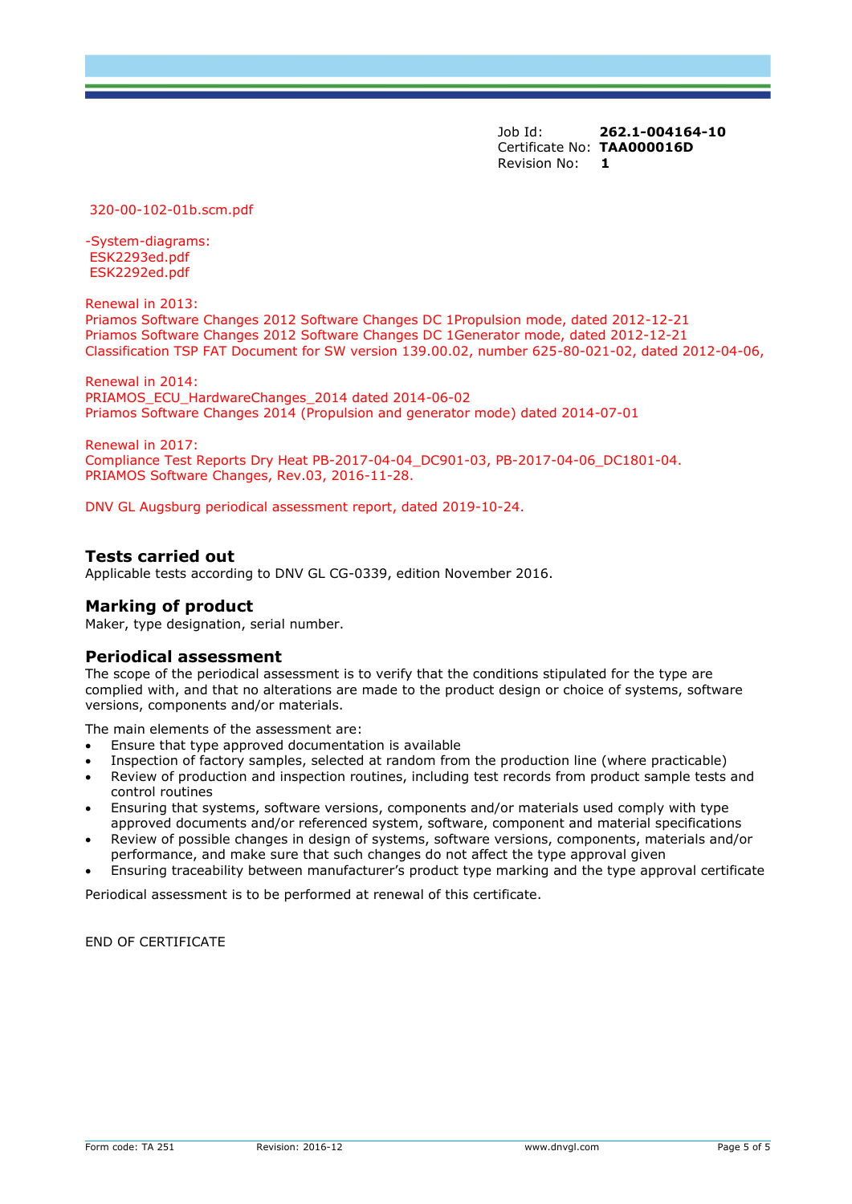Job Id: **262.1-004164-10**
Certificate No: **TAA000016D**
Revision No: **1**

320-00-102-01b.scm.pdf

-System-diagrams:
ESK2293ed.pdf
ESK2292ed.pdf

Renewal in 2013:
Priamos Software Changes 2012 Software Changes DC 1Propulsion mode, dated 2012-12-21
Priamos Software Changes 2012 Software Changes DC 1Generator mode, dated 2012-12-21
Classification TSP FAT Document for SW version 139.00.02, number 625-80-021-02, dated 2012-04-06,

Renewal in 2014:
PRIAMOS_ECU_HardwareChanges_2014 dated 2014-06-02
Priamos Software Changes 2014 (Propulsion and generator mode) dated 2014-07-01

Renewal in 2017:
Compliance Test Reports Dry Heat PB-2017-04-04_DC901-03, PB-2017-04-06_DC1801-04.
PRIAMOS Software Changes, Rev.03, 2016-11-28.

DNV GL Augsburg periodical assessment report, dated 2019-10-24.

## Tests carried out

Applicable tests according to DNV GL CG-0339, edition November 2016.

## Marking of product

Maker, type designation, serial number.

## Periodical assessment

The scope of the periodical assessment is to verify that the conditions stipulated for the type are complied with, and that no alterations are made to the product design or choice of systems, software versions, components and/or materials.

The main elements of the assessment are:

- Ensure that type approved documentation is available
- Inspection of factory samples, selected at random from the production line (where practicable)
- Review of production and inspection routines, including test records from product sample tests and control routines
- Ensuring that systems, software versions, components and/or materials used comply with type approved documents and/or referenced system, software, component and material specifications
- Review of possible changes in design of systems, software versions, components, materials and/or performance, and make sure that such changes do not affect the type approval given
- Ensuring traceability between manufacturer's product type marking and the type approval certificate

Periodical assessment is to be performed at renewal of this certificate.

END OF CERTIFICATE